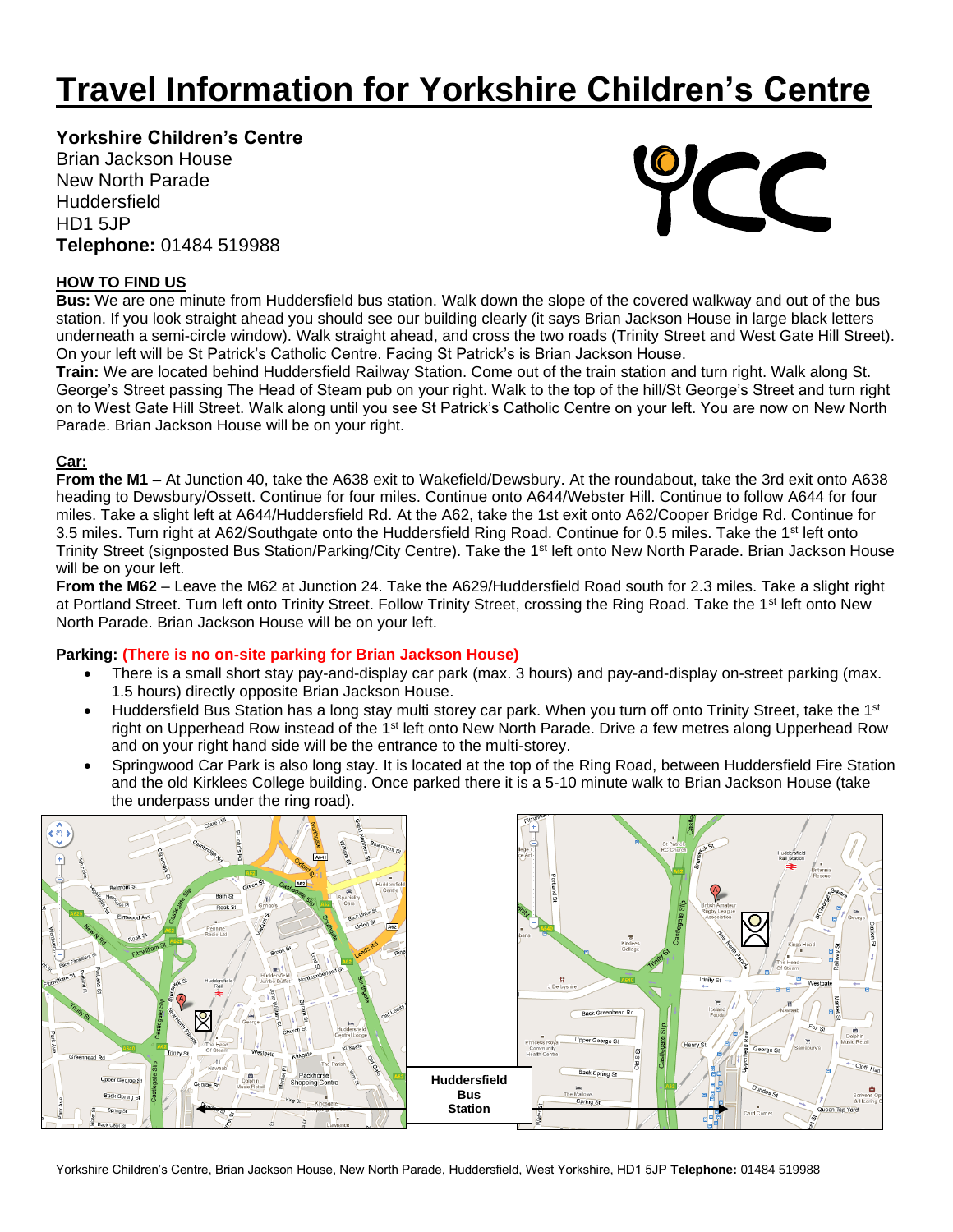# Travel Information for Yorkshire Children's Centre

**Yorkshire Children's Centre**
Brian Jackson House
New North Parade
Huddersfield
HD1 5JP
**Telephone:** 01484 519988

**HOW TO FIND US**

**Bus:** We are one minute from Huddersfield bus station. Walk down the slope of the covered walkway and out of the bus station. If you look straight ahead you should see our building clearly (it says Brian Jackson House in large black letters underneath a semi-circle window). Walk straight ahead, and cross the two roads (Trinity Street and West Gate Hill Street). On your left will be St Patrick's Catholic Centre. Facing St Patrick's is Brian Jackson House.

**Train:** We are located behind Huddersfield Railway Station. Come out of the train station and turn right. Walk along St. George's Street passing The Head of Steam pub on your right. Walk to the top of the hill/St George's Street and turn right on to West Gate Hill Street. Walk along until you see St Patrick's Catholic Centre on your left. You are now on New North Parade. Brian Jackson House will be on your right.

**Car:**

**From the M1 –** At Junction 40, take the A638 exit to Wakefield/Dewsbury. At the roundabout, take the 3rd exit onto A638 heading to Dewsbury/Ossett. Continue for four miles. Continue onto A644/Webster Hill. Continue to follow A644 for four miles. Take a slight left at A644/Huddersfield Rd. At the A62, take the 1st exit onto A62/Cooper Bridge Rd. Continue for 3.5 miles. Turn right at A62/Southgate onto the Huddersfield Ring Road. Continue for 0.5 miles. Take the 1st left onto Trinity Street (signposted Bus Station/Parking/City Centre). Take the 1st left onto New North Parade. Brian Jackson House will be on your left.

**From the M62** – Leave the M62 at Junction 24. Take the A629/Huddersfield Road south for 2.3 miles. Take a slight right at Portland Street. Turn left onto Trinity Street. Follow Trinity Street, crossing the Ring Road. Take the 1st left onto New North Parade. Brian Jackson House will be on your left.

**Parking: (There is no on-site parking for Brian Jackson House)**

- There is a small short stay pay-and-display car park (max. 3 hours) and pay-and-display on-street parking (max. 1.5 hours) directly opposite Brian Jackson House.
- Huddersfield Bus Station has a long stay multi storey car park. When you turn off onto Trinity Street, take the 1st right on Upperhead Row instead of the 1st left onto New North Parade. Drive a few metres along Upperhead Row and on your right hand side will be the entrance to the multi-storey.
- Springwood Car Park is also long stay. It is located at the top of the Ring Road, between Huddersfield Fire Station and the old Kirklees College building. Once parked there it is a 5-10 minute walk to Brian Jackson House (take the underpass under the ring road).

Huddersfield Bus Station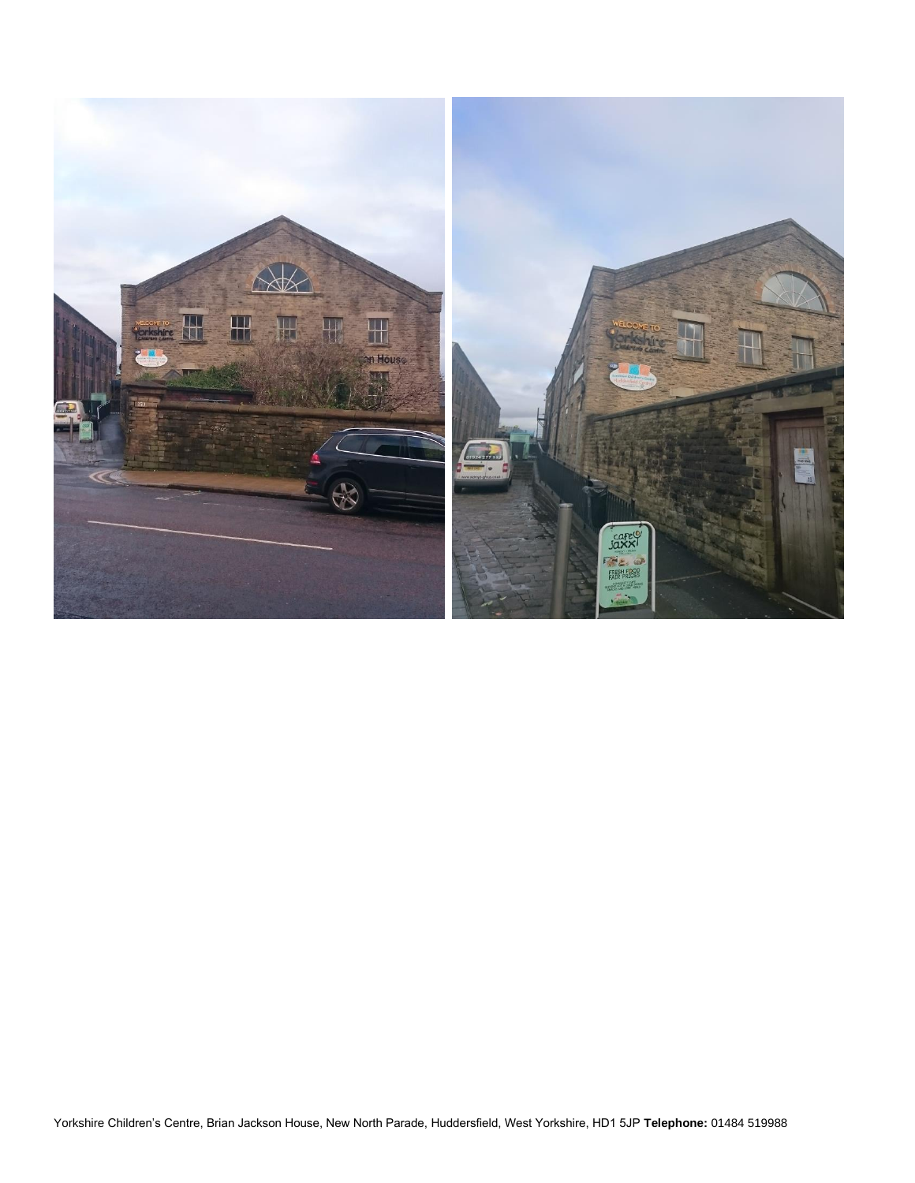Yorkshire Children's Centre, Brian Jackson House, New North Parade, Huddersfield, West Yorkshire, HD1 5JP **Telephone:** 01484 519988